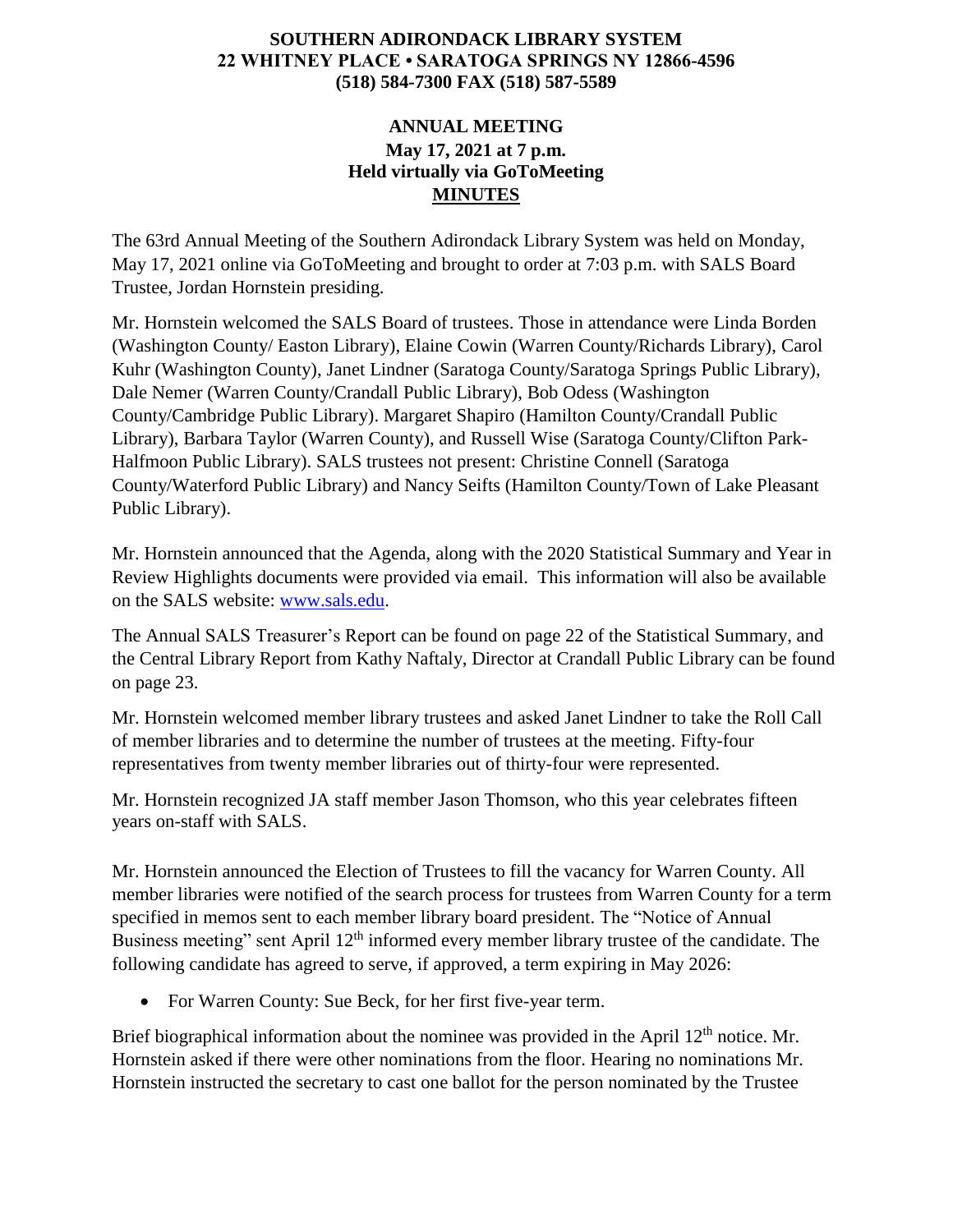**SOUTHERN ADIRONDACK LIBRARY SYSTEM**
**22 WHITNEY PLACE • SARATOGA SPRINGS NY 12866-4596**
**(518) 584-7300 FAX (518) 587-5589**

**ANNUAL MEETING**
**May 17, 2021 at 7 p.m.**
**Held virtually via GoToMeeting**
**MINUTES**

The 63rd Annual Meeting of the Southern Adirondack Library System was held on Monday, May 17, 2021 online via GoToMeeting and brought to order at 7:03 p.m. with SALS Board Trustee, Jordan Hornstein presiding.

Mr. Hornstein welcomed the SALS Board of trustees. Those in attendance were Linda Borden (Washington County/ Easton Library), Elaine Cowin (Warren County/Richards Library), Carol Kuhr (Washington County), Janet Lindner (Saratoga County/Saratoga Springs Public Library), Dale Nemer (Warren County/Crandall Public Library), Bob Odess (Washington County/Cambridge Public Library). Margaret Shapiro (Hamilton County/Crandall Public Library), Barbara Taylor (Warren County), and Russell Wise (Saratoga County/Clifton Park-Halfmoon Public Library). SALS trustees not present: Christine Connell (Saratoga County/Waterford Public Library) and Nancy Seifts (Hamilton County/Town of Lake Pleasant Public Library).

Mr. Hornstein announced that the Agenda, along with the 2020 Statistical Summary and Year in Review Highlights documents were provided via email. This information will also be available on the SALS website: www.sals.edu.

The Annual SALS Treasurer's Report can be found on page 22 of the Statistical Summary, and the Central Library Report from Kathy Naftaly, Director at Crandall Public Library can be found on page 23.

Mr. Hornstein welcomed member library trustees and asked Janet Lindner to take the Roll Call of member libraries and to determine the number of trustees at the meeting. Fifty-four representatives from twenty member libraries out of thirty-four were represented.

Mr. Hornstein recognized JA staff member Jason Thomson, who this year celebrates fifteen years on-staff with SALS.

Mr. Hornstein announced the Election of Trustees to fill the vacancy for Warren County. All member libraries were notified of the search process for trustees from Warren County for a term specified in memos sent to each member library board president. The "Notice of Annual Business meeting" sent April 12th informed every member library trustee of the candidate. The following candidate has agreed to serve, if approved, a term expiring in May 2026:

- For Warren County: Sue Beck, for her first five-year term.

Brief biographical information about the nominee was provided in the April 12th notice. Mr. Hornstein asked if there were other nominations from the floor. Hearing no nominations Mr. Hornstein instructed the secretary to cast one ballot for the person nominated by the Trustee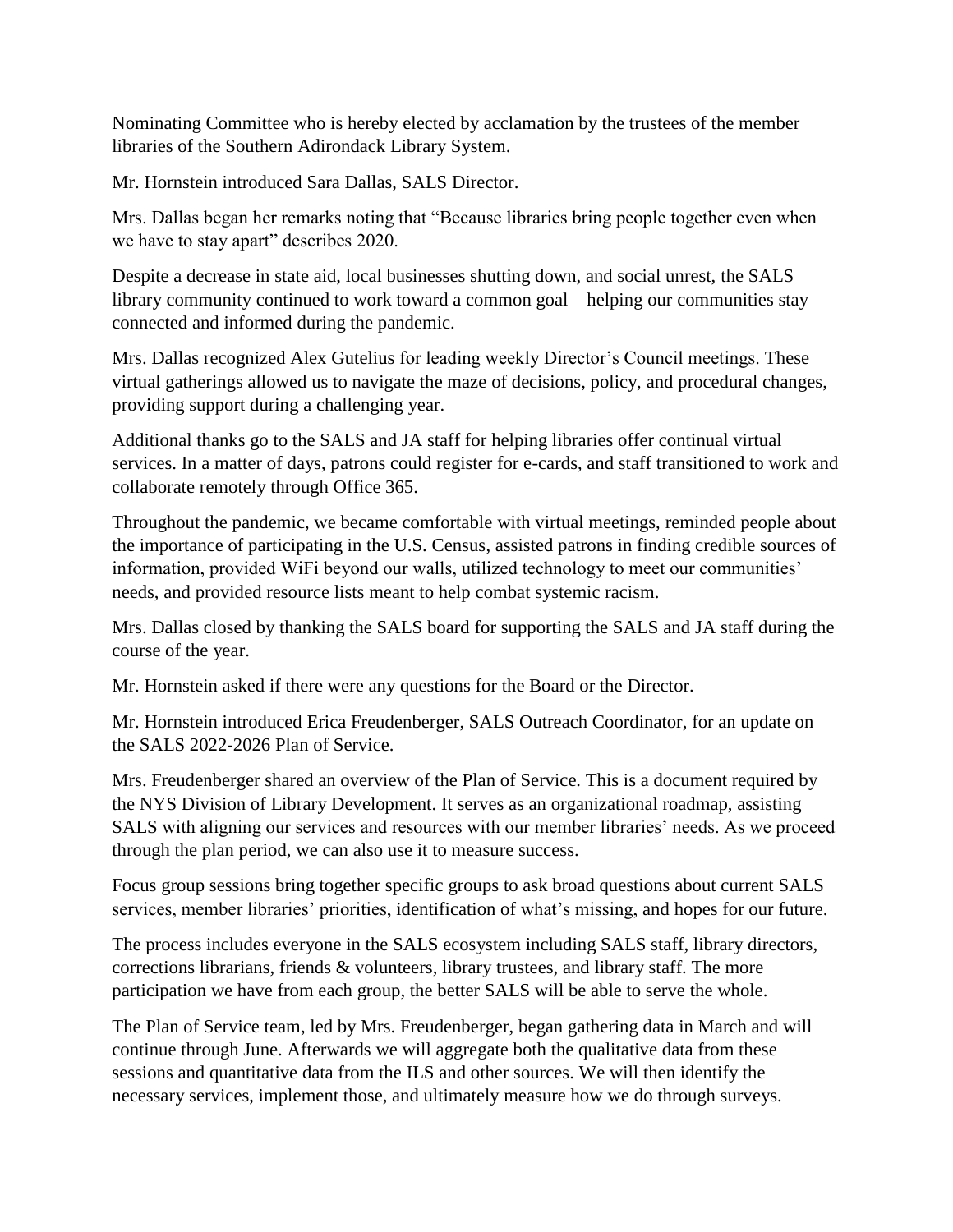Nominating Committee who is hereby elected by acclamation by the trustees of the member libraries of the Southern Adirondack Library System.

Mr. Hornstein introduced Sara Dallas, SALS Director.

Mrs. Dallas began her remarks noting that "Because libraries bring people together even when we have to stay apart" describes 2020.

Despite a decrease in state aid, local businesses shutting down, and social unrest, the SALS library community continued to work toward a common goal – helping our communities stay connected and informed during the pandemic.

Mrs. Dallas recognized Alex Gutelius for leading weekly Director's Council meetings. These virtual gatherings allowed us to navigate the maze of decisions, policy, and procedural changes, providing support during a challenging year.

Additional thanks go to the SALS and JA staff for helping libraries offer continual virtual services. In a matter of days, patrons could register for e-cards, and staff transitioned to work and collaborate remotely through Office 365.

Throughout the pandemic, we became comfortable with virtual meetings, reminded people about the importance of participating in the U.S. Census, assisted patrons in finding credible sources of information, provided WiFi beyond our walls, utilized technology to meet our communities' needs, and provided resource lists meant to help combat systemic racism.

Mrs. Dallas closed by thanking the SALS board for supporting the SALS and JA staff during the course of the year.

Mr. Hornstein asked if there were any questions for the Board or the Director.

Mr. Hornstein introduced Erica Freudenberger, SALS Outreach Coordinator, for an update on the SALS 2022-2026 Plan of Service.

Mrs. Freudenberger shared an overview of the Plan of Service. This is a document required by the NYS Division of Library Development. It serves as an organizational roadmap, assisting SALS with aligning our services and resources with our member libraries' needs. As we proceed through the plan period, we can also use it to measure success.

Focus group sessions bring together specific groups to ask broad questions about current SALS services, member libraries' priorities, identification of what's missing, and hopes for our future.

The process includes everyone in the SALS ecosystem including SALS staff, library directors, corrections librarians, friends & volunteers, library trustees, and library staff. The more participation we have from each group, the better SALS will be able to serve the whole.

The Plan of Service team, led by Mrs. Freudenberger, began gathering data in March and will continue through June. Afterwards we will aggregate both the qualitative data from these sessions and quantitative data from the ILS and other sources. We will then identify the necessary services, implement those, and ultimately measure how we do through surveys.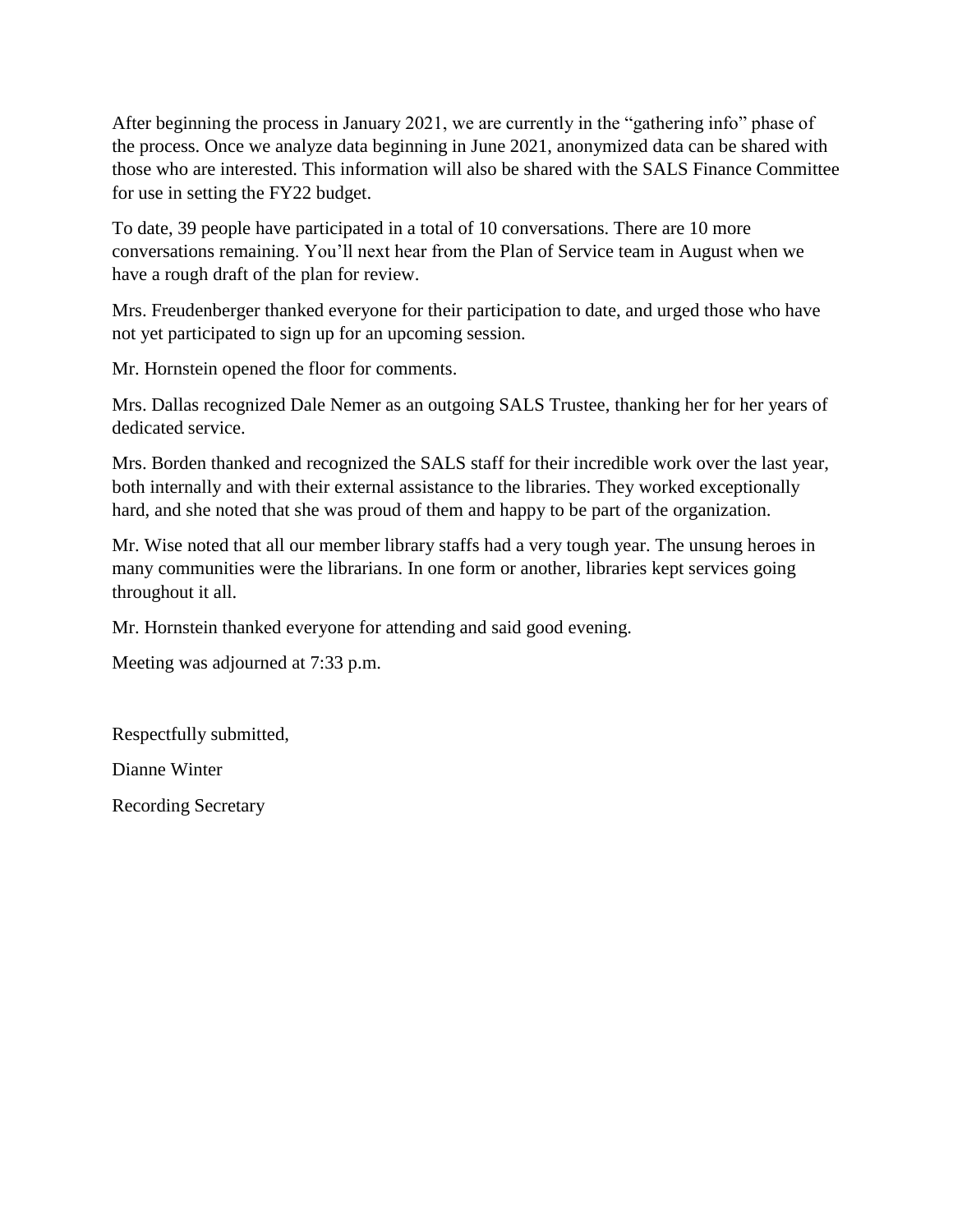After beginning the process in January 2021, we are currently in the "gathering info" phase of the process. Once we analyze data beginning in June 2021, anonymized data can be shared with those who are interested. This information will also be shared with the SALS Finance Committee for use in setting the FY22 budget.

To date, 39 people have participated in a total of 10 conversations. There are 10 more conversations remaining. You'll next hear from the Plan of Service team in August when we have a rough draft of the plan for review.

Mrs. Freudenberger thanked everyone for their participation to date, and urged those who have not yet participated to sign up for an upcoming session.

Mr. Hornstein opened the floor for comments.

Mrs. Dallas recognized Dale Nemer as an outgoing SALS Trustee, thanking her for her years of dedicated service.

Mrs. Borden thanked and recognized the SALS staff for their incredible work over the last year, both internally and with their external assistance to the libraries. They worked exceptionally hard, and she noted that she was proud of them and happy to be part of the organization.

Mr. Wise noted that all our member library staffs had a very tough year. The unsung heroes in many communities were the librarians. In one form or another, libraries kept services going throughout it all.

Mr. Hornstein thanked everyone for attending and said good evening.

Meeting was adjourned at 7:33 p.m.

Respectfully submitted,

Dianne Winter

Recording Secretary